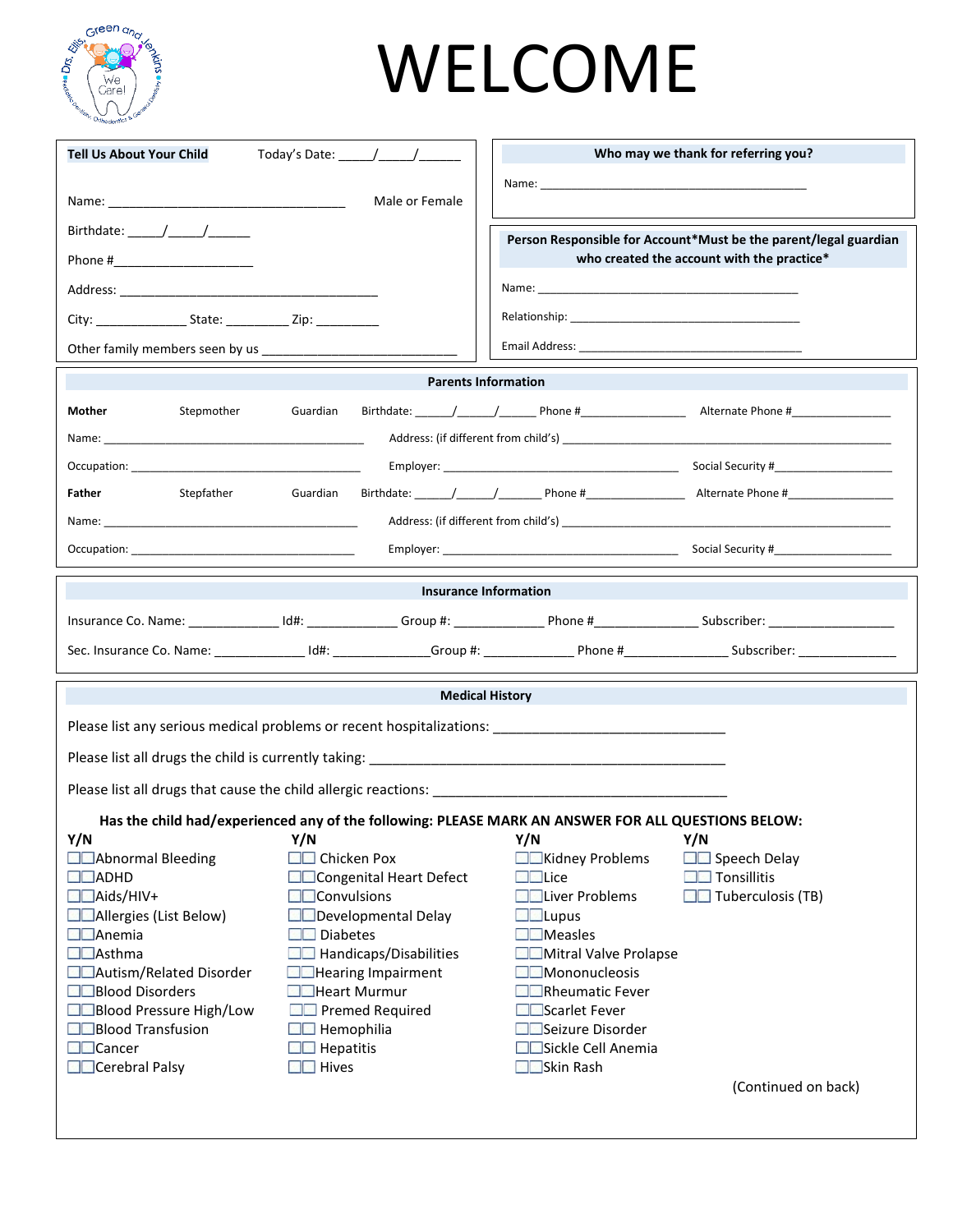Drs. Ellis, Green and Jenkins — We Care! — Pediatric Dentistry, Orthodontics & General Dentistry

# WELCOME

**Tell Us About Your Child** Today's Date: _____/_____/______

Name: ___________________________________ Male or Female

Birthdate: _____/_____/______

Phone #____________________

Address: ______________________________________

City: _____________ State: _________ Zip: _________

Other family members seen by us ____________________________

**Who may we thank for referring you?**

Name: ________________________________________

**Person Responsible for Account*Must be the parent/legal guardian who created the account with the practice***

Name: _______________________________________

Relationship: _______________________________________

Email Address: ___________________________________

**Parents Information**

**Mother** Stepmother Guardian Birthdate: ______/______/______ Phone #________________ Alternate Phone #_______________

Name: ________________________________________ Address: (if different from child's) ________________________________________________

Occupation: ___________________________________ Employer: _______________________________________ Social Security #__________________

**Father** Stepfather Guardian Birthdate: ______/______/_______ Phone #_______________ Alternate Phone #________________

Name: ________________________________________ Address: (if different from child's) ________________________________________________

Occupation: ___________________________________ Employer: _______________________________________ Social Security #__________________

**Insurance Information**

Insurance Co. Name: _____________ Id#: _____________ Group #: _____________ Phone #______________ Subscriber: __________________

Sec. Insurance Co. Name: _____________ Id#: _____________Group #: _____________ Phone #______________ Subscriber: ______________

**Medical History**

Please list any serious medical problems or recent hospitalizations: ______________________________

Please list all drugs the child is currently taking: _______________________________________________

Please list all drugs that cause the child allergic reactions: ______________________________________

**Has the child had/experienced any of the following: PLEASE MARK AN ANSWER FOR ALL QUESTIONS BELOW:**

| Y/N | Y/N | Y/N | Y/N |
|---|---|---|---|
| ☐☐Abnormal Bleeding | ☐☐ Chicken Pox | ☐☐Kidney Problems | ☐☐ Speech Delay |
| ☐☐ADHD | ☐☐Congenital Heart Defect | ☐☐Lice | ☐☐ Tonsillitis |
| ☐☐Aids/HIV+ | ☐☐Convulsions | ☐☐Liver Problems | ☐☐ Tuberculosis (TB) |
| ☐☐Allergies (List Below) | ☐☐Developmental Delay | ☐☐Lupus | |
| ☐☐Anemia | ☐☐ Diabetes | ☐☐Measles | |
| ☐☐Asthma | ☐☐ Handicaps/Disabilities | ☐☐Mitral Valve Prolapse | |
| ☐☐Autism/Related Disorder | ☐☐Hearing Impairment | ☐☐Mononucleosis | |
| ☐☐Blood Disorders | ☐☐Heart Murmur | ☐☐Rheumatic Fever | |
| ☐☐Blood Pressure High/Low | ☐☐ Premed Required | ☐☐Scarlet Fever | |
| ☐☐Blood Transfusion | ☐☐ Hemophilia | ☐☐Seizure Disorder | |
| ☐☐Cancer | ☐☐ Hepatitis | ☐☐Sickle Cell Anemia | |
| ☐☐Cerebral Palsy | ☐☐ Hives | ☐☐Skin Rash | |

(Continued on back)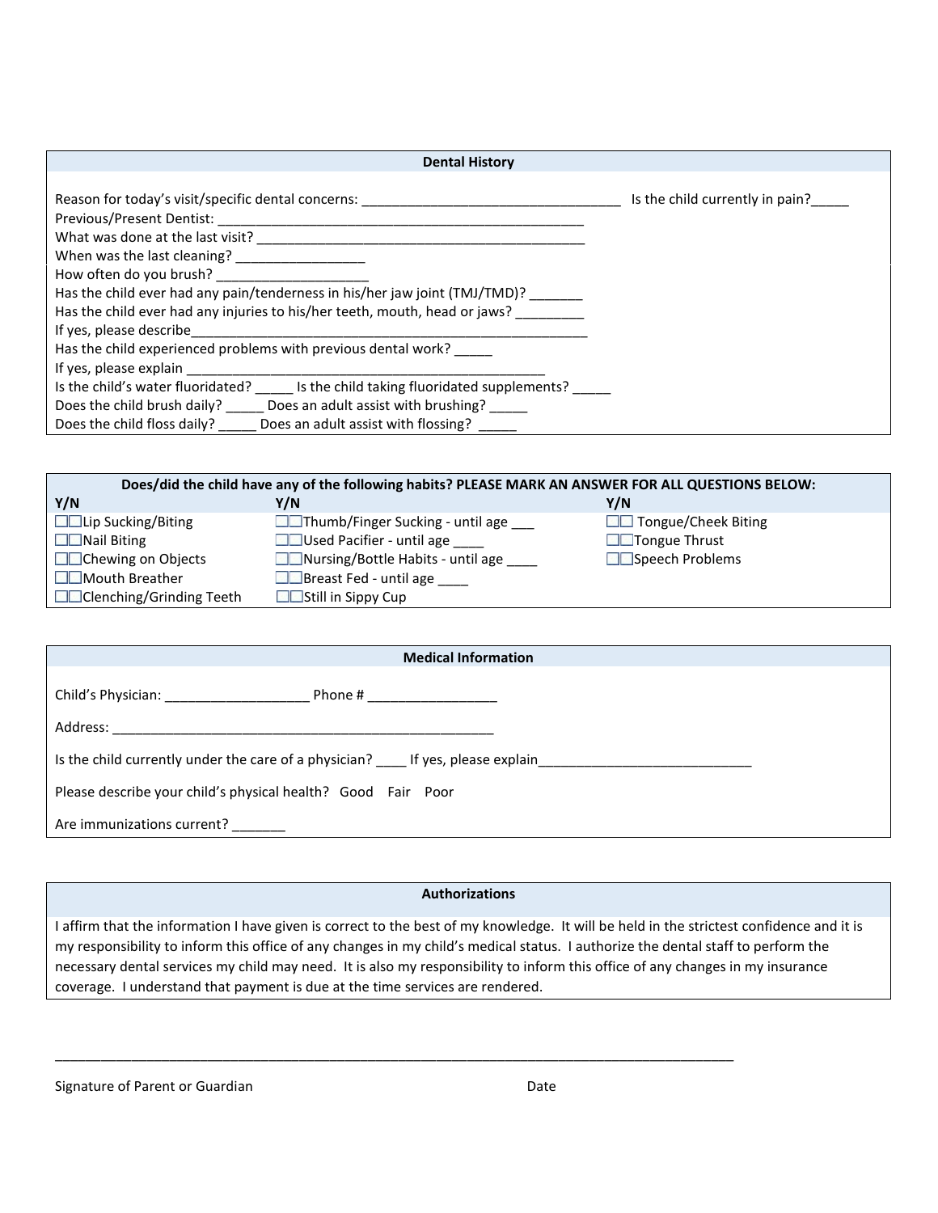## Dental History

Reason for today's visit/specific dental concerns: ___________________________________ Is the child currently in pain?_____

Previous/Present Dentist: _________________________________________________

What was done at the last visit? ____________________________________________

When was the last cleaning? _________________

How often do you brush? ____________________

Has the child ever had any pain/tenderness in his/her jaw joint (TMJ/TMD)? _______

Has the child ever had any injuries to his/her teeth, mouth, head or jaws? _________

If yes, please describe______________________________________________________

Has the child experienced problems with previous dental work? _____

If yes, please explain ________________________________________________

Is the child's water fluoridated? _____ Is the child taking fluoridated supplements? _____

Does the child brush daily? _____ Does an adult assist with brushing? _____

Does the child floss daily? _____ Does an adult assist with flossing? _____

## Does/did the child have any of the following habits? PLEASE MARK AN ANSWER FOR ALL QUESTIONS BELOW:

| Y/N | Y/N | Y/N |
|---|---|---|
| ☐☐Lip Sucking/Biting | ☐☐Thumb/Finger Sucking - until age ___ | ☐☐ Tongue/Cheek Biting |
| ☐☐Nail Biting | ☐☐Used Pacifier - until age ____ | ☐☐Tongue Thrust |
| ☐☐Chewing on Objects | ☐☐Nursing/Bottle Habits - until age ____ | ☐☐Speech Problems |
| ☐☐Mouth Breather | ☐☐Breast Fed - until age ____ | |
| ☐☐Clenching/Grinding Teeth | ☐☐Still in Sippy Cup | |

## Medical Information

Child's Physician: ___________________ Phone # _________________

Address: __________________________________________________

Is the child currently under the care of a physician? ____ If yes, please explain____________________________

Please describe your child's physical health? Good Fair Poor

Are immunizations current? _______

## Authorizations

I affirm that the information I have given is correct to the best of my knowledge. It will be held in the strictest confidence and it is my responsibility to inform this office of any changes in my child's medical status. I authorize the dental staff to perform the necessary dental services my child may need. It is also my responsibility to inform this office of any changes in my insurance coverage. I understand that payment is due at the time services are rendered.

_________________________________________________________________________________________

Signature of Parent or Guardian Date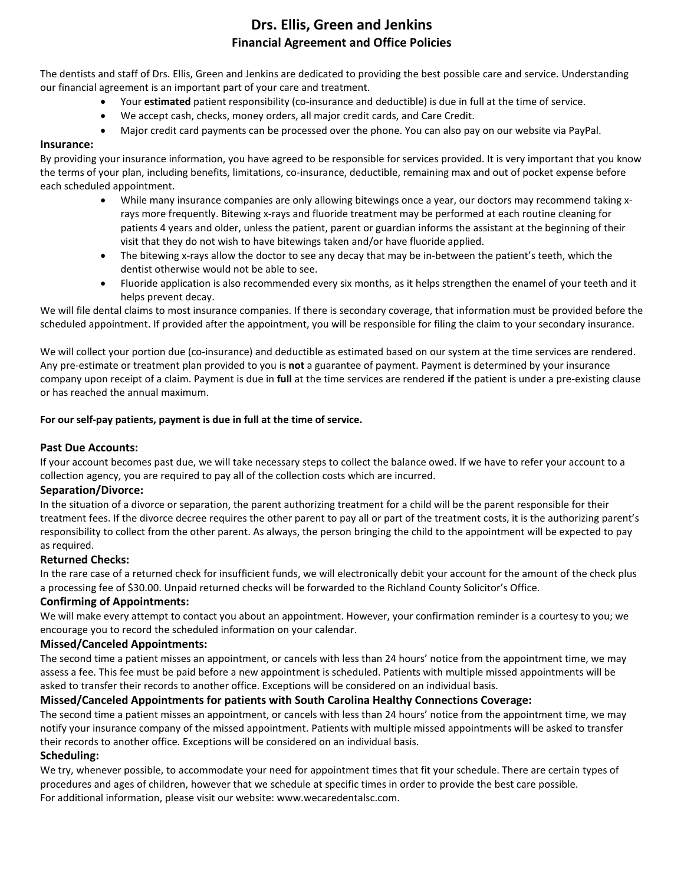# Drs. Ellis, Green and Jenkins
## Financial Agreement and Office Policies

The dentists and staff of Drs. Ellis, Green and Jenkins are dedicated to providing the best possible care and service. Understanding our financial agreement is an important part of your care and treatment.

- Your **estimated** patient responsibility (co-insurance and deductible) is due in full at the time of service.
- We accept cash, checks, money orders, all major credit cards, and Care Credit.
- Major credit card payments can be processed over the phone. You can also pay on our website via PayPal.

### Insurance:

By providing your insurance information, you have agreed to be responsible for services provided. It is very important that you know the terms of your plan, including benefits, limitations, co-insurance, deductible, remaining max and out of pocket expense before each scheduled appointment.

- While many insurance companies are only allowing bitewings once a year, our doctors may recommend taking x-rays more frequently. Bitewing x-rays and fluoride treatment may be performed at each routine cleaning for patients 4 years and older, unless the patient, parent or guardian informs the assistant at the beginning of their visit that they do not wish to have bitewings taken and/or have fluoride applied.
- The bitewing x-rays allow the doctor to see any decay that may be in-between the patient's teeth, which the dentist otherwise would not be able to see.
- Fluoride application is also recommended every six months, as it helps strengthen the enamel of your teeth and it helps prevent decay.

We will file dental claims to most insurance companies. If there is secondary coverage, that information must be provided before the scheduled appointment. If provided after the appointment, you will be responsible for filing the claim to your secondary insurance.

We will collect your portion due (co-insurance) and deductible as estimated based on our system at the time services are rendered. Any pre-estimate or treatment plan provided to you is **not** a guarantee of payment. Payment is determined by your insurance company upon receipt of a claim. Payment is due in **full** at the time services are rendered **if** the patient is under a pre-existing clause or has reached the annual maximum.

**For our self-pay patients, payment is due in full at the time of service.**

### Past Due Accounts:

If your account becomes past due, we will take necessary steps to collect the balance owed. If we have to refer your account to a collection agency, you are required to pay all of the collection costs which are incurred.

### Separation/Divorce:

In the situation of a divorce or separation, the parent authorizing treatment for a child will be the parent responsible for their treatment fees. If the divorce decree requires the other parent to pay all or part of the treatment costs, it is the authorizing parent's responsibility to collect from the other parent. As always, the person bringing the child to the appointment will be expected to pay as required.

### Returned Checks:

In the rare case of a returned check for insufficient funds, we will electronically debit your account for the amount of the check plus a processing fee of $30.00. Unpaid returned checks will be forwarded to the Richland County Solicitor's Office.

### Confirming of Appointments:

We will make every attempt to contact you about an appointment. However, your confirmation reminder is a courtesy to you; we encourage you to record the scheduled information on your calendar.

### Missed/Canceled Appointments:

The second time a patient misses an appointment, or cancels with less than 24 hours' notice from the appointment time, we may assess a fee. This fee must be paid before a new appointment is scheduled. Patients with multiple missed appointments will be asked to transfer their records to another office. Exceptions will be considered on an individual basis.

### Missed/Canceled Appointments for patients with South Carolina Healthy Connections Coverage:

The second time a patient misses an appointment, or cancels with less than 24 hours' notice from the appointment time, we may notify your insurance company of the missed appointment. Patients with multiple missed appointments will be asked to transfer their records to another office. Exceptions will be considered on an individual basis.

### Scheduling:

We try, whenever possible, to accommodate your need for appointment times that fit your schedule. There are certain types of procedures and ages of children, however that we schedule at specific times in order to provide the best care possible.
For additional information, please visit our website: www.wecaredentalsc.com.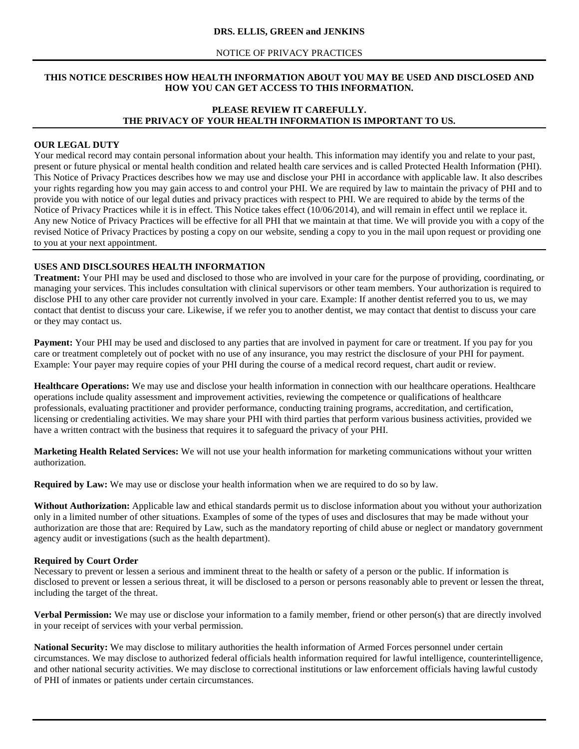**DRS. ELLIS, GREEN and JENKINS**

NOTICE OF PRIVACY PRACTICES

---

**THIS NOTICE DESCRIBES HOW HEALTH INFORMATION ABOUT YOU MAY BE USED AND DISCLOSED AND HOW YOU CAN GET ACCESS TO THIS INFORMATION.**

**PLEASE REVIEW IT CAREFULLY.**
**THE PRIVACY OF YOUR HEALTH INFORMATION IS IMPORTANT TO US.**

---

**OUR LEGAL DUTY**

Your medical record may contain personal information about your health. This information may identify you and relate to your past, present or future physical or mental health condition and related health care services and is called Protected Health Information (PHI). This Notice of Privacy Practices describes how we may use and disclose your PHI in accordance with applicable law. It also describes your rights regarding how you may gain access to and control your PHI. We are required by law to maintain the privacy of PHI and to provide you with notice of our legal duties and privacy practices with respect to PHI. We are required to abide by the terms of the Notice of Privacy Practices while it is in effect. This Notice takes effect (10/06/2014), and will remain in effect until we replace it. Any new Notice of Privacy Practices will be effective for all PHI that we maintain at that time. We will provide you with a copy of the revised Notice of Privacy Practices by posting a copy on our website, sending a copy to you in the mail upon request or providing one to you at your next appointment.

---

**USES AND DISCLSOURES HEALTH INFORMATION**

**Treatment:** Your PHI may be used and disclosed to those who are involved in your care for the purpose of providing, coordinating, or managing your services. This includes consultation with clinical supervisors or other team members. Your authorization is required to disclose PHI to any other care provider not currently involved in your care. Example: If another dentist referred you to us, we may contact that dentist to discuss your care. Likewise, if we refer you to another dentist, we may contact that dentist to discuss your care or they may contact us.

**Payment:** Your PHI may be used and disclosed to any parties that are involved in payment for care or treatment. If you pay for you care or treatment completely out of pocket with no use of any insurance, you may restrict the disclosure of your PHI for payment. Example: Your payer may require copies of your PHI during the course of a medical record request, chart audit or review.

**Healthcare Operations:** We may use and disclose your health information in connection with our healthcare operations. Healthcare operations include quality assessment and improvement activities, reviewing the competence or qualifications of healthcare professionals, evaluating practitioner and provider performance, conducting training programs, accreditation, and certification, licensing or credentialing activities. We may share your PHI with third parties that perform various business activities, provided we have a written contract with the business that requires it to safeguard the privacy of your PHI.

**Marketing Health Related Services:** We will not use your health information for marketing communications without your written authorization.

**Required by Law:** We may use or disclose your health information when we are required to do so by law.

**Without Authorization:** Applicable law and ethical standards permit us to disclose information about you without your authorization only in a limited number of other situations. Examples of some of the types of uses and disclosures that may be made without your authorization are those that are: Required by Law, such as the mandatory reporting of child abuse or neglect or mandatory government agency audit or investigations (such as the health department).

**Required by Court Order**

Necessary to prevent or lessen a serious and imminent threat to the health or safety of a person or the public. If information is disclosed to prevent or lessen a serious threat, it will be disclosed to a person or persons reasonably able to prevent or lessen the threat, including the target of the threat.

**Verbal Permission:** We may use or disclose your information to a family member, friend or other person(s) that are directly involved in your receipt of services with your verbal permission.

**National Security:** We may disclose to military authorities the health information of Armed Forces personnel under certain circumstances. We may disclose to authorized federal officials health information required for lawful intelligence, counterintelligence, and other national security activities. We may disclose to correctional institutions or law enforcement officials having lawful custody of PHI of inmates or patients under certain circumstances.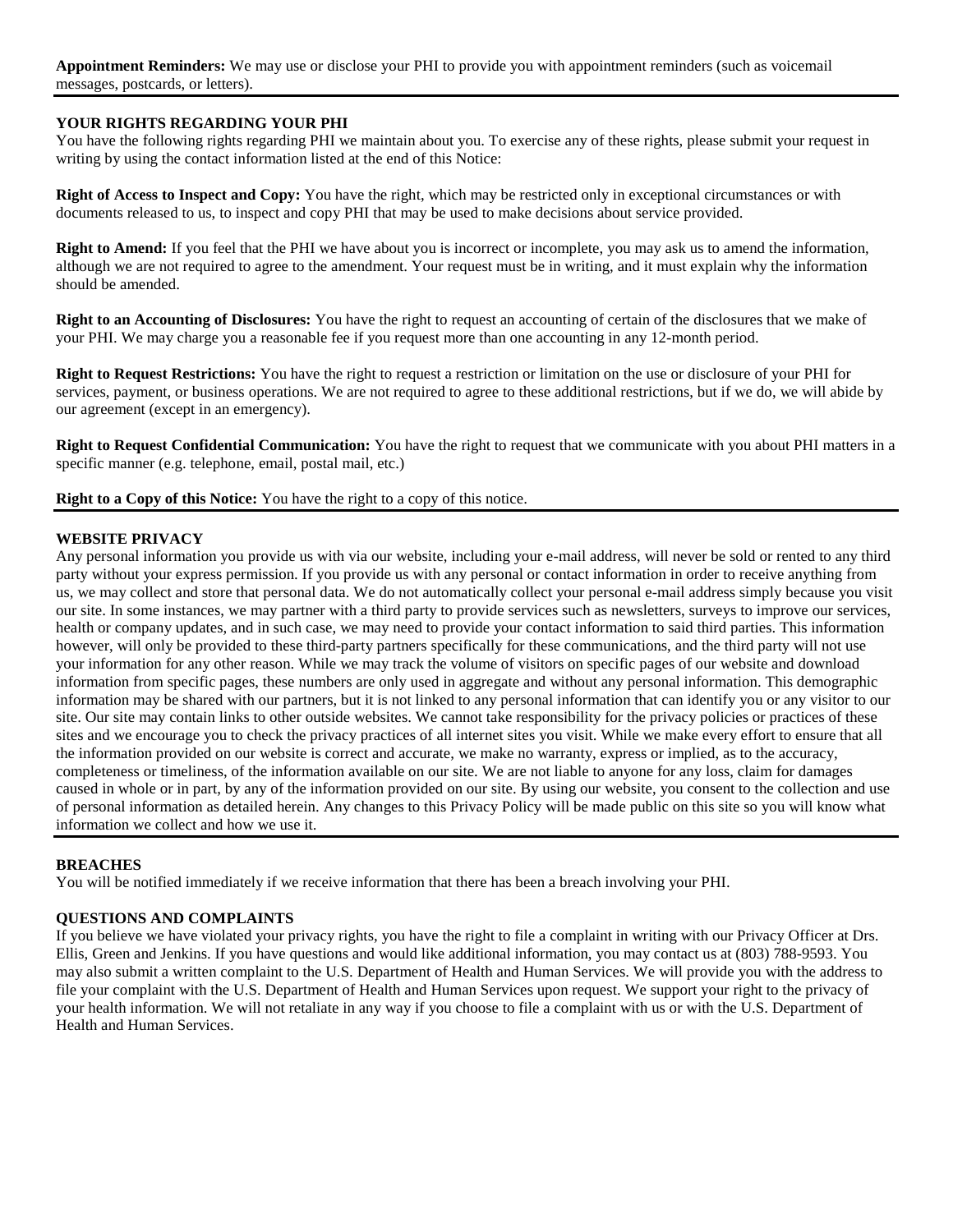**Appointment Reminders:** We may use or disclose your PHI to provide you with appointment reminders (such as voicemail messages, postcards, or letters).

## YOUR RIGHTS REGARDING YOUR PHI

You have the following rights regarding PHI we maintain about you. To exercise any of these rights, please submit your request in writing by using the contact information listed at the end of this Notice:

**Right of Access to Inspect and Copy:** You have the right, which may be restricted only in exceptional circumstances or with documents released to us, to inspect and copy PHI that may be used to make decisions about service provided.

**Right to Amend:** If you feel that the PHI we have about you is incorrect or incomplete, you may ask us to amend the information, although we are not required to agree to the amendment. Your request must be in writing, and it must explain why the information should be amended.

**Right to an Accounting of Disclosures:** You have the right to request an accounting of certain of the disclosures that we make of your PHI. We may charge you a reasonable fee if you request more than one accounting in any 12-month period.

**Right to Request Restrictions:** You have the right to request a restriction or limitation on the use or disclosure of your PHI for services, payment, or business operations. We are not required to agree to these additional restrictions, but if we do, we will abide by our agreement (except in an emergency).

**Right to Request Confidential Communication:** You have the right to request that we communicate with you about PHI matters in a specific manner (e.g. telephone, email, postal mail, etc.)

**Right to a Copy of this Notice:** You have the right to a copy of this notice.

## WEBSITE PRIVACY

Any personal information you provide us with via our website, including your e-mail address, will never be sold or rented to any third party without your express permission. If you provide us with any personal or contact information in order to receive anything from us, we may collect and store that personal data. We do not automatically collect your personal e-mail address simply because you visit our site. In some instances, we may partner with a third party to provide services such as newsletters, surveys to improve our services, health or company updates, and in such case, we may need to provide your contact information to said third parties. This information however, will only be provided to these third-party partners specifically for these communications, and the third party will not use your information for any other reason. While we may track the volume of visitors on specific pages of our website and download information from specific pages, these numbers are only used in aggregate and without any personal information. This demographic information may be shared with our partners, but it is not linked to any personal information that can identify you or any visitor to our site. Our site may contain links to other outside websites. We cannot take responsibility for the privacy policies or practices of these sites and we encourage you to check the privacy practices of all internet sites you visit. While we make every effort to ensure that all the information provided on our website is correct and accurate, we make no warranty, express or implied, as to the accuracy, completeness or timeliness, of the information available on our site. We are not liable to anyone for any loss, claim for damages caused in whole or in part, by any of the information provided on our site. By using our website, you consent to the collection and use of personal information as detailed herein. Any changes to this Privacy Policy will be made public on this site so you will know what information we collect and how we use it.

## BREACHES

You will be notified immediately if we receive information that there has been a breach involving your PHI.

## QUESTIONS AND COMPLAINTS

If you believe we have violated your privacy rights, you have the right to file a complaint in writing with our Privacy Officer at Drs. Ellis, Green and Jenkins. If you have questions and would like additional information, you may contact us at (803) 788-9593. You may also submit a written complaint to the U.S. Department of Health and Human Services. We will provide you with the address to file your complaint with the U.S. Department of Health and Human Services upon request. We support your right to the privacy of your health information. We will not retaliate in any way if you choose to file a complaint with us or with the U.S. Department of Health and Human Services.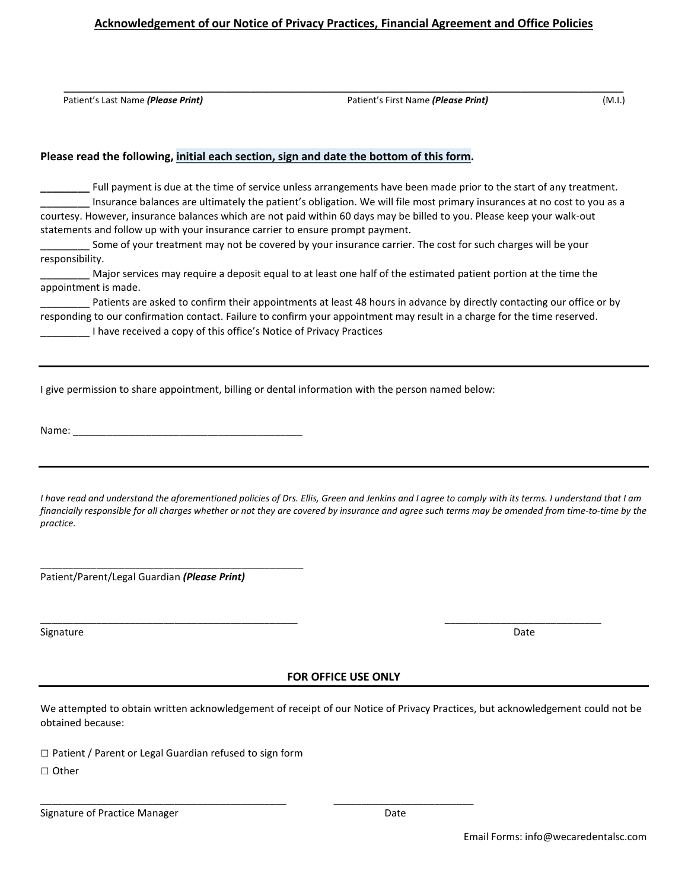## Acknowledgement of our Notice of Privacy Practices, Financial Agreement and Office Policies

_______________________________________________________________________________________________

Patient's Last Name ***(Please Print)*** Patient's First Name ***(Please Print)*** (M.I.)

**Please read the following, initial each section, sign and date the bottom of this form.**

_________ Full payment is due at the time of service unless arrangements have been made prior to the start of any treatment.

_________ Insurance balances are ultimately the patient's obligation. We will file most primary insurances at no cost to you as a courtesy. However, insurance balances which are not paid within 60 days may be billed to you. Please keep your walk-out statements and follow up with your insurance carrier to ensure prompt payment.

_________ Some of your treatment may not be covered by your insurance carrier. The cost for such charges will be your responsibility.

_________ Major services may require a deposit equal to at least one half of the estimated patient portion at the time the appointment is made.

_________ Patients are asked to confirm their appointments at least 48 hours in advance by directly contacting our office or by responding to our confirmation contact. Failure to confirm your appointment may result in a charge for the time reserved.

_________ I have received a copy of this office's Notice of Privacy Practices

---

I give permission to share appointment, billing or dental information with the person named below:

Name: __________________________________________

---

*I have read and understand the aforementioned policies of Drs. Ellis, Green and Jenkins and I agree to comply with its terms. I understand that I am financially responsible for all charges whether or not they are covered by insurance and agree such terms may be amended from time-to-time by the practice.*

_______________________________________________

Patient/Parent/Legal Guardian ***(Please Print)***

_______________________________________________ ____________________________

Signature Date

**FOR OFFICE USE ONLY**

---

We attempted to obtain written acknowledgement of receipt of our Notice of Privacy Practices, but acknowledgement could not be obtained because:

☐ Patient / Parent or Legal Guardian refused to sign form

☐ Other

_____________________________________________ _________________________

Signature of Practice Manager Date

Email Forms: info@wecaredentalsc.com